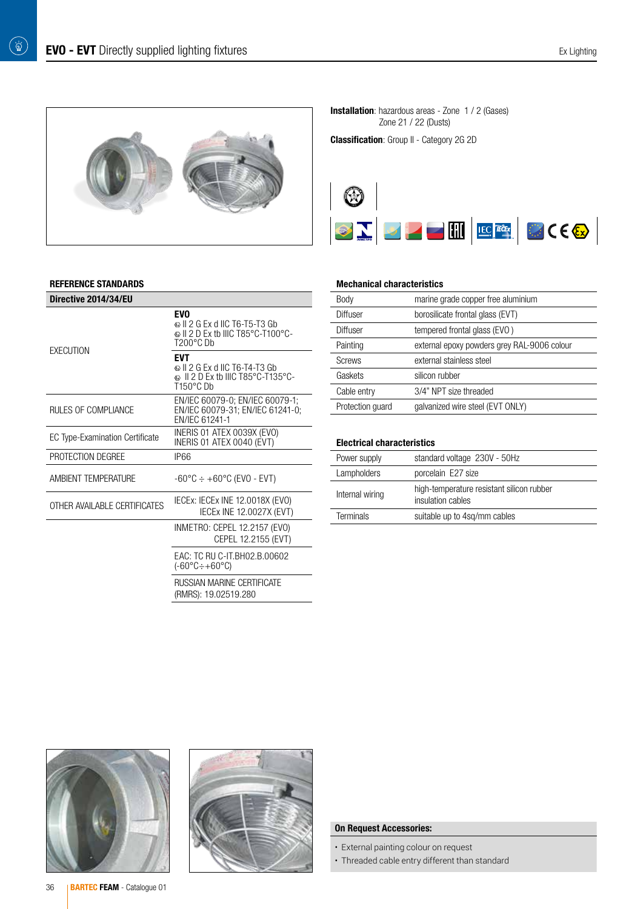# EVO - EVT Directly supplied lighting fixtures

**Installation**: hazardous areas - Zone 1 / 2 (Gases)
Zone 21 / 22 (Dusts)

**Classification**: Group II - Category 2G 2D

## REFERENCE STANDARDS

| Directive 2014/34/EU | |
|---|---|
| EXECUTION | **EVO**<br>Ⓔx II 2 G Ex d IIC T6-T5-T3 Gb<br>Ⓔx II 2 D Ex tb IIIC T85°C-T100°C-T200°C Db |
| | **EVT**<br>Ⓔx II 2 G Ex d IIC T6-T4-T3 Gb<br>Ⓔx II 2 D Ex tb IIIC T85°C-T135°C-T150°C Db |
| RULES OF COMPLIANCE | EN/IEC 60079-0; EN/IEC 60079-1; EN/IEC 60079-31; EN/IEC 61241-0; EN/IEC 61241-1 |
| EC Type-Examination Certificate | INERIS 01 ATEX 0039X (EVO)<br>INERIS 01 ATEX 0040 (EVT) |
| PROTECTION DEGREE | IP66 |
| AMBIENT TEMPERATURE | -60°C ÷ +60°C (EVO - EVT) |
| OTHER AVAILABLE CERTIFICATES | IECEx: IECEx INE 12.0018X (EVO)<br>IECEx INE 12.0027X (EVT) |
| | INMETRO: CEPEL 12.2157 (EVO)<br>CEPEL 12.2155 (EVT) |
| | EAC: TC RU C-IT.BH02.B.00602 (-60°C÷+60°C) |
| | RUSSIAN MARINE CERTIFICATE (RMRS): 19.02519.280 |

## Mechanical characteristics

| | |
|---|---|
| Body | marine grade copper free aluminium |
| Diffuser | borosilicate frontal glass (EVT) |
| Diffuser | tempered frontal glass (EVO ) |
| Painting | external epoxy powders grey RAL-9006 colour |
| Screws | external stainless steel |
| Gaskets | silicon rubber |
| Cable entry | 3/4" NPT size threaded |
| Protection guard | galvanized wire steel (EVT ONLY) |

## Electrical characteristics

| | |
|---|---|
| Power supply | standard voltage 230V - 50Hz |
| Lampholders | porcelain E27 size |
| Internal wiring | high-temperature resistant silicon rubber insulation cables |
| Terminals | suitable up to 4sq/mm cables |

**On Request Accessories:**

- External painting colour on request
- Threaded cable entry different than standard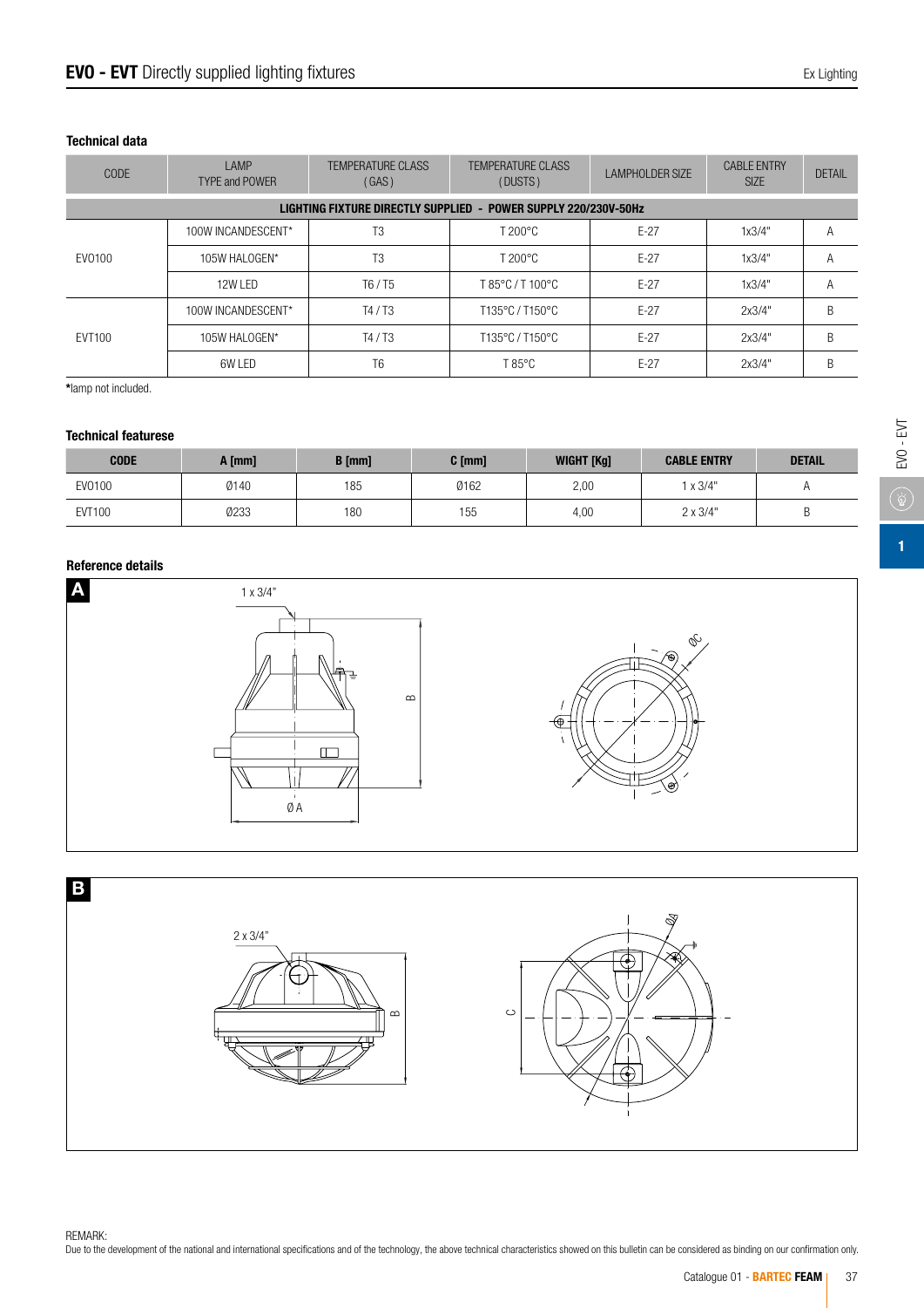## Technical data

| CODE | LAMP TYPE and POWER | TEMPERATURE CLASS (GAS) | TEMPERATURE CLASS (DUSTS) | LAMPHOLDER SIZE | CABLE ENTRY SIZE | DETAIL |
|---|---|---|---|---|---|---|
| **LIGHTING FIXTURE DIRECTLY SUPPLIED - POWER SUPPLY 220/230V-50Hz** | | | | | | |
| EVO100 | 100W INCANDESCENT* | T3 | T 200°C | E-27 | 1x3/4" | A |
| | 105W HALOGEN* | T3 | T 200°C | E-27 | 1x3/4" | A |
| | 12W LED | T6 / T5 | T 85°C / T 100°C | E-27 | 1x3/4" | A |
| EVT100 | 100W INCANDESCENT* | T4 / T3 | T135°C / T150°C | E-27 | 2x3/4" | B |
| | 105W HALOGEN* | T4 / T3 | T135°C / T150°C | E-27 | 2x3/4" | B |
| | 6W LED | T6 | T 85°C | E-27 | 2x3/4" | B |

***lamp not included.**

## Technical featurese

| CODE | A [mm] | B [mm] | C [mm] | WIGHT [Kg] | CABLE ENTRY | DETAIL |
|---|---|---|---|---|---|---|
| EVO100 | Ø140 | 185 | Ø162 | 2,00 | 1 x 3/4" | A |
| EVT100 | Ø233 | 180 | 155 | 4,00 | 2 x 3/4" | B |

## Reference details

**A**

1 x 3/4"

B

Ø A

ØC

**B**

2 x 3/4"

B

C

ØA

REMARK:
Due to the development of the national and international specifications and of the technology, the above technical characteristics showed on this bulletin can be considered as binding on our confirmation only.